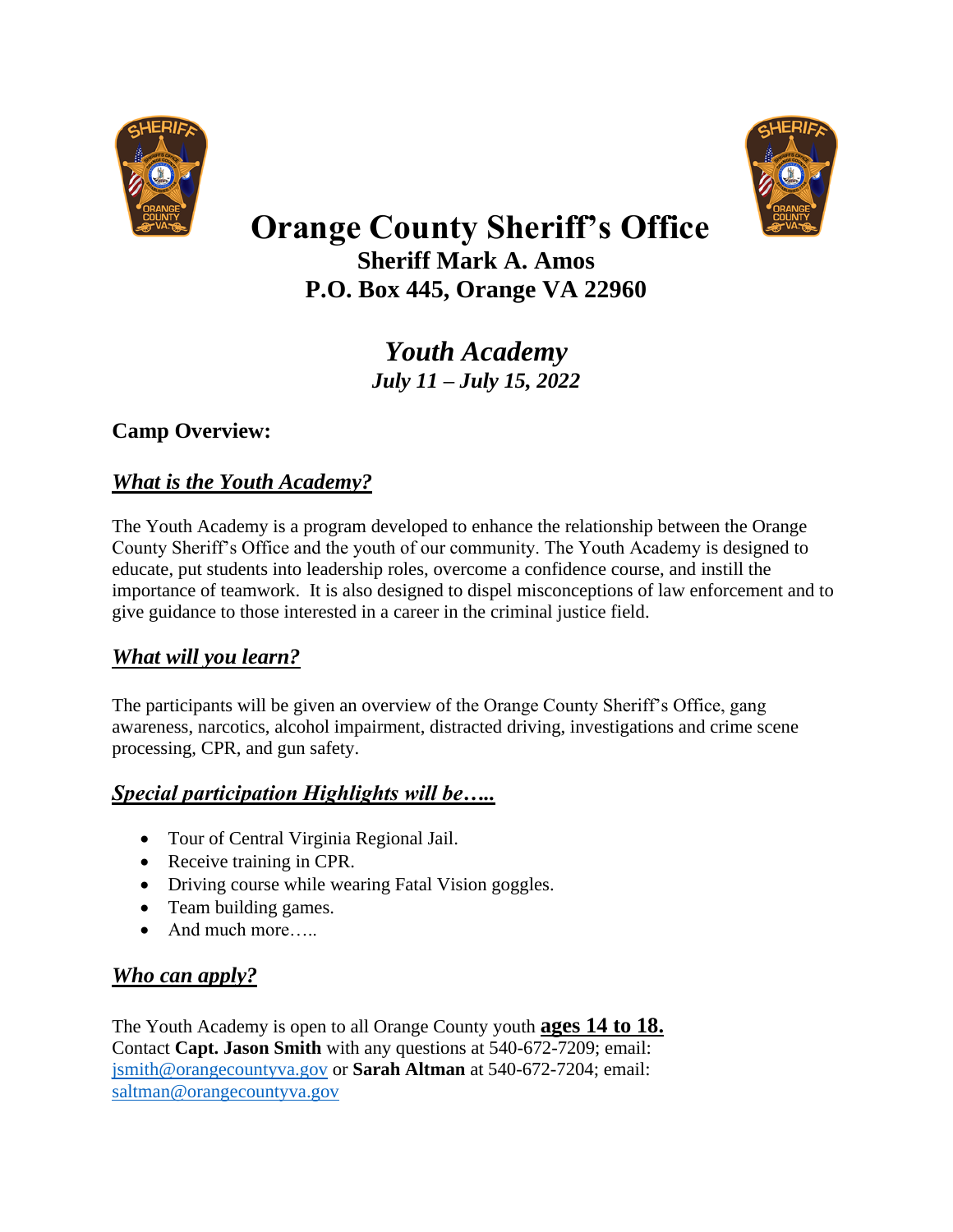# Orange County Sheriff's Office

## Sheriff Mark A. Amos

## P.O. Box 445, Orange VA 22960

## *Youth Academy*

### *July 11 – July 15, 2022*

### Camp Overview:

### ***What is the Youth Academy?***

The Youth Academy is a program developed to enhance the relationship between the Orange County Sheriff's Office and the youth of our community. The Youth Academy is designed to educate, put students into leadership roles, overcome a confidence course, and instill the importance of teamwork. It is also designed to dispel misconceptions of law enforcement and to give guidance to those interested in a career in the criminal justice field.

### ***What will you learn?***

The participants will be given an overview of the Orange County Sheriff's Office, gang awareness, narcotics, alcohol impairment, distracted driving, investigations and crime scene processing, CPR, and gun safety.

### ***Special participation Highlights will be…..***

- Tour of Central Virginia Regional Jail.
- Receive training in CPR.
- Driving course while wearing Fatal Vision goggles.
- Team building games.
- And much more…..

### ***Who can apply?***

The Youth Academy is open to all Orange County youth **ages 14 to 18.**
Contact **Capt. Jason Smith** with any questions at 540-672-7209; email: jsmith@orangecountyva.gov or **Sarah Altman** at 540-672-7204; email: saltman@orangecountyva.gov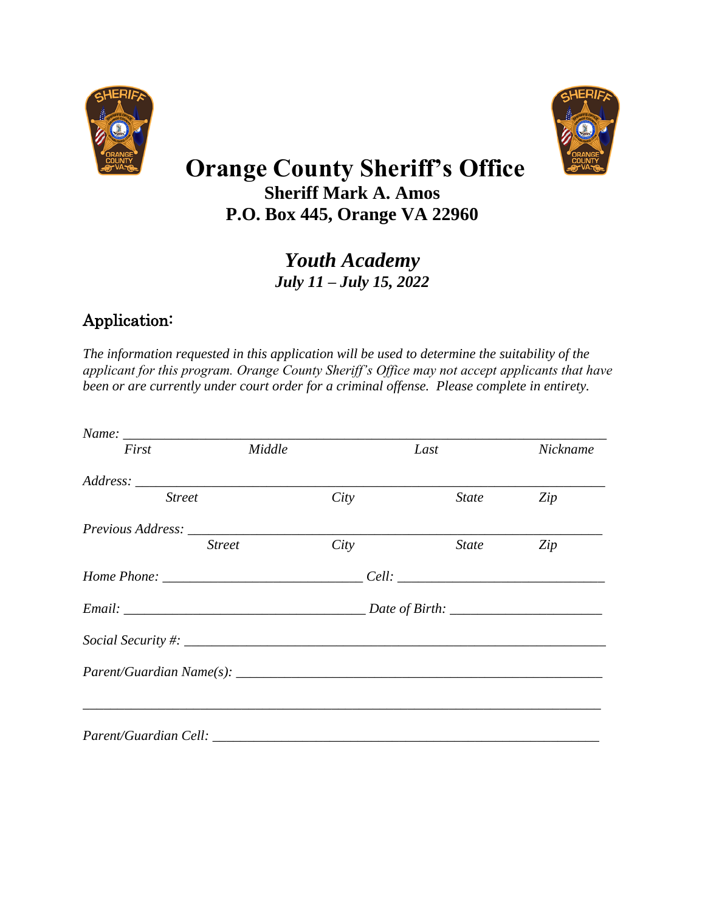# Orange County Sheriff's Office

**Sheriff Mark A. Amos**

**P.O. Box 445, Orange VA 22960**

## *Youth Academy*

***July 11 – July 15, 2022***

## Application:

*The information requested in this application will be used to determine the suitability of the applicant for this program. Orange County Sheriff's Office may not accept applicants that have been or are currently under court order for a criminal offense. Please complete in entirety.*

*Name:* ______________________________________________________________________

*First* *Middle* *Last* *Nickname*

*Address:* ____________________________________________________________________

*Street* *City* *State* *Zip*

*Previous Address:* _____________________________________________________________

*Street* *City* *State* *Zip*

*Home Phone:* ____________________________ *Cell:* ______________________________

*Email:* ___________________________________ *Date of Birth:* ______________________

*Social Security #:* _______________________________________________________________

*Parent/Guardian Name(s):* _______________________________________________________

_____________________________________________________________________________

*Parent/Guardian Cell:* ___________________________________________________________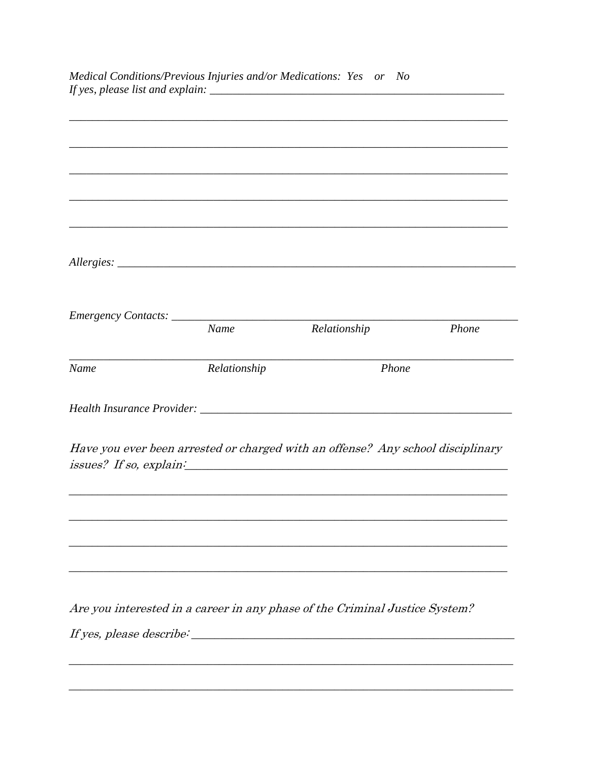*Medical Conditions/Previous Injuries and/or Medications:  Yes    or    No*
*If yes, please list and explain:* ______________________________________________________

______________________________________________________________________________

______________________________________________________________________________

______________________________________________________________________________

______________________________________________________________________________

______________________________________________________________________________

*Allergies:* ______________________________________________________________________

*Emergency Contacts:* ______________________________________________________________
*Name                    Relationship                    Phone*

______________________________________________________________________________
*Name                    Relationship                    Phone*

*Health Insurance Provider:* _________________________________________________________

*Have you ever been arrested or charged with an offense?  Any school disciplinary issues?  If so, explain:* ___________________________________________________________

______________________________________________________________________________

______________________________________________________________________________

______________________________________________________________________________

______________________________________________________________________________

*Are you interested in a career in any phase of the Criminal Justice System?*

*If yes, please describe:* ____________________________________________________________

______________________________________________________________________________

______________________________________________________________________________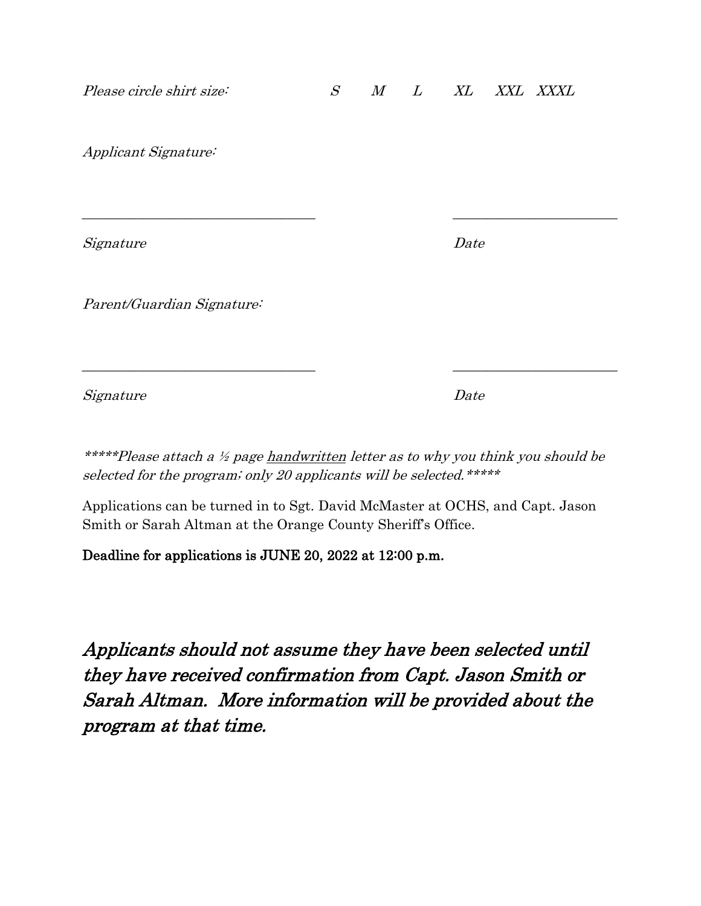*Please circle shirt size:* *S* *M* *L* *XL* *XXL* *XXXL*

*Applicant Signature:*

\_\_\_\_\_\_\_\_\_\_\_\_\_\_\_\_\_\_\_\_\_\_\_\_\_\_\_\_\_\_\_\_\_ \_\_\_\_\_\_\_\_\_\_\_\_\_\_\_\_\_\_\_\_\_\_\_

*Signature* *Date*

*Parent/Guardian Signature:*

\_\_\_\_\_\_\_\_\_\_\_\_\_\_\_\_\_\_\_\_\_\_\_\_\_\_\_\_\_\_\_\_\_ \_\_\_\_\_\_\_\_\_\_\_\_\_\_\_\_\_\_\_\_\_\_\_

*Signature* *Date*

*\*\*\*\*\*Please attach a ½ page <u>handwritten</u> letter as to why you think you should be selected for the program; only 20 applicants will be selected.\*\*\*\*\**

Applications can be turned in to Sgt. David McMaster at OCHS, and Capt. Jason Smith or Sarah Altman at the Orange County Sheriff's Office.

**Deadline for applications is JUNE 20, 2022 at 12:00 p.m.**

## *Applicants should not assume they have been selected until they have received confirmation from Capt. Jason Smith or Sarah Altman. More information will be provided about the program at that time.*